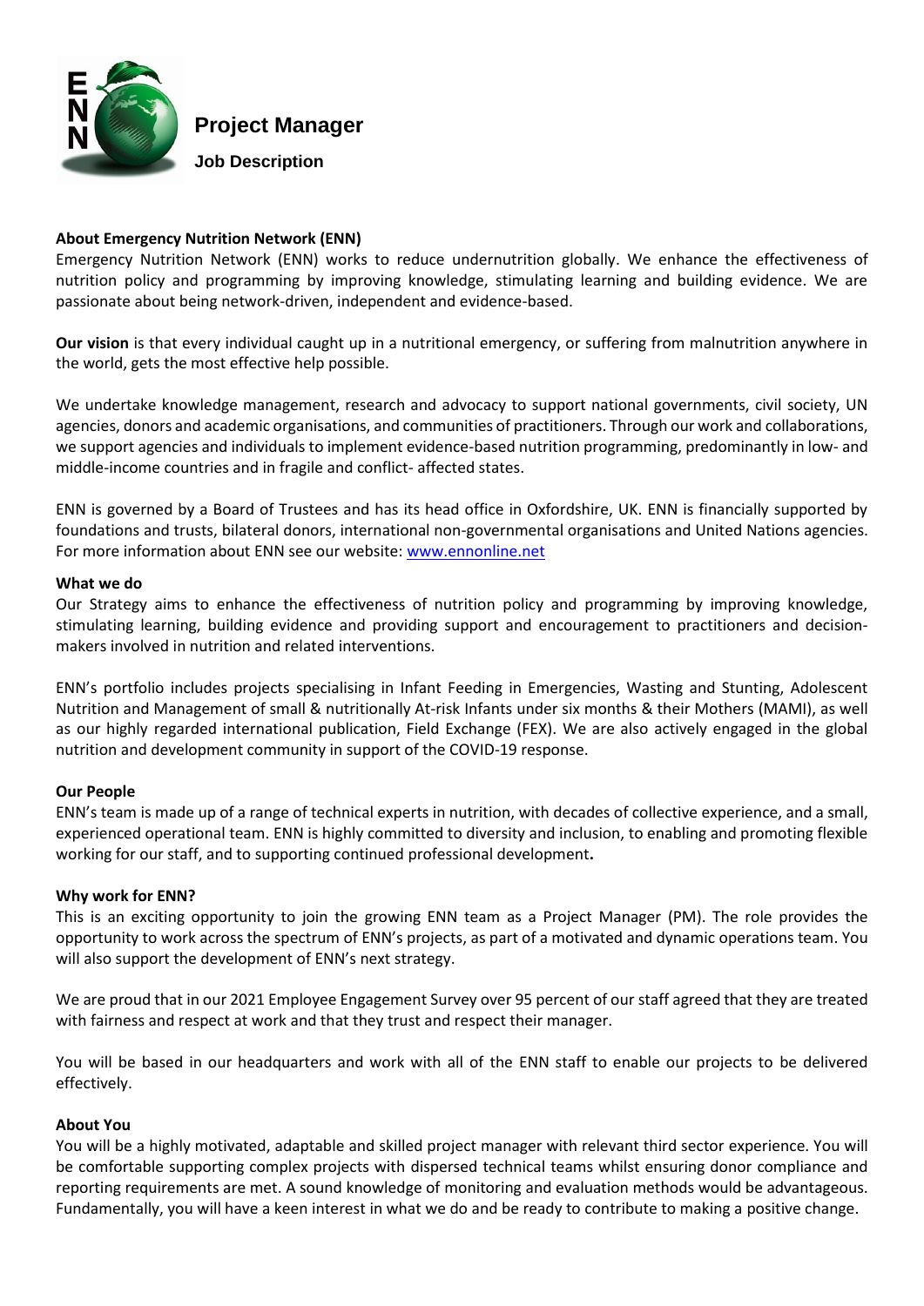# Project Manager

**Job Description**

**About Emergency Nutrition Network (ENN)**

Emergency Nutrition Network (ENN) works to reduce undernutrition globally. We enhance the effectiveness of nutrition policy and programming by improving knowledge, stimulating learning and building evidence. We are passionate about being network-driven, independent and evidence-based.

**Our vision** is that every individual caught up in a nutritional emergency, or suffering from malnutrition anywhere in the world, gets the most effective help possible.

We undertake knowledge management, research and advocacy to support national governments, civil society, UN agencies, donors and academic organisations, and communities of practitioners. Through our work and collaborations, we support agencies and individuals to implement evidence-based nutrition programming, predominantly in low- and middle-income countries and in fragile and conflict- affected states.

ENN is governed by a Board of Trustees and has its head office in Oxfordshire, UK. ENN is financially supported by foundations and trusts, bilateral donors, international non-governmental organisations and United Nations agencies. For more information about ENN see our website: [www.ennonline.net](www.ennonline.net)

**What we do**

Our Strategy aims to enhance the effectiveness of nutrition policy and programming by improving knowledge, stimulating learning, building evidence and providing support and encouragement to practitioners and decision-makers involved in nutrition and related interventions.

ENN's portfolio includes projects specialising in Infant Feeding in Emergencies, Wasting and Stunting, Adolescent Nutrition and Management of small & nutritionally At-risk Infants under six months & their Mothers (MAMI), as well as our highly regarded international publication, Field Exchange (FEX). We are also actively engaged in the global nutrition and development community in support of the COVID-19 response.

**Our People**

ENN's team is made up of a range of technical experts in nutrition, with decades of collective experience, and a small, experienced operational team. ENN is highly committed to diversity and inclusion, to enabling and promoting flexible working for our staff, and to supporting continued professional development**.**

**Why work for ENN?**

This is an exciting opportunity to join the growing ENN team as a Project Manager (PM). The role provides the opportunity to work across the spectrum of ENN's projects, as part of a motivated and dynamic operations team. You will also support the development of ENN's next strategy.

We are proud that in our 2021 Employee Engagement Survey over 95 percent of our staff agreed that they are treated with fairness and respect at work and that they trust and respect their manager.

You will be based in our headquarters and work with all of the ENN staff to enable our projects to be delivered effectively.

**About You**

You will be a highly motivated, adaptable and skilled project manager with relevant third sector experience. You will be comfortable supporting complex projects with dispersed technical teams whilst ensuring donor compliance and reporting requirements are met. A sound knowledge of monitoring and evaluation methods would be advantageous. Fundamentally, you will have a keen interest in what we do and be ready to contribute to making a positive change.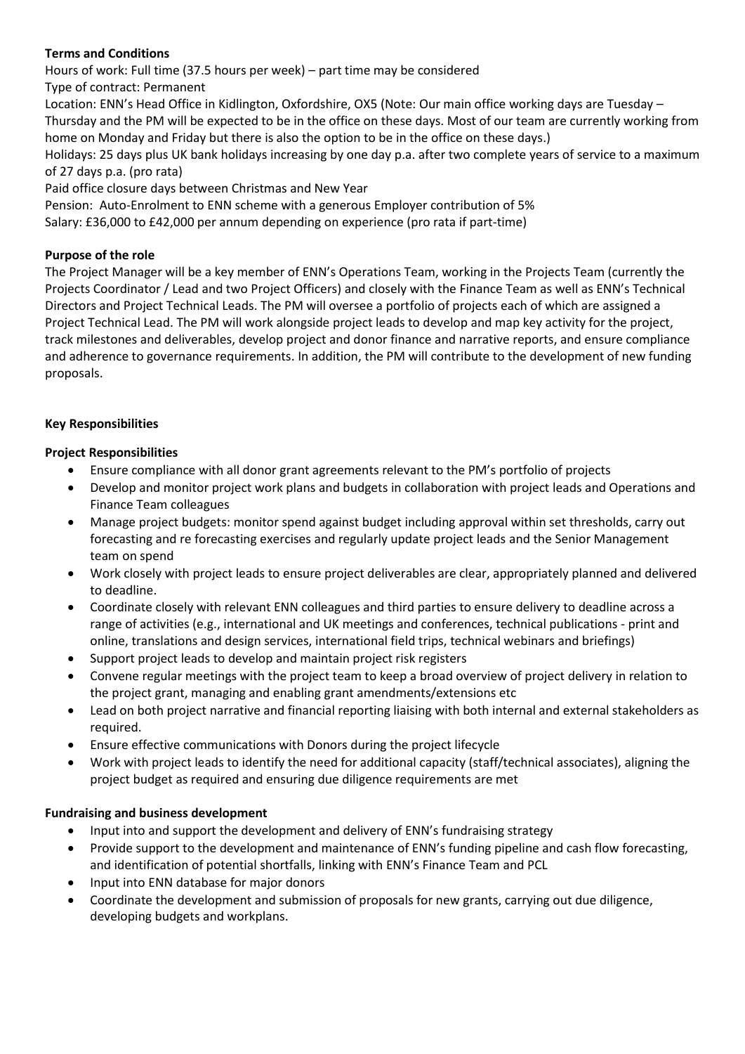**Terms and Conditions**

Hours of work: Full time (37.5 hours per week) – part time may be considered

Type of contract: Permanent

Location: ENN's Head Office in Kidlington, Oxfordshire, OX5 (Note: Our main office working days are Tuesday – Thursday and the PM will be expected to be in the office on these days. Most of our team are currently working from home on Monday and Friday but there is also the option to be in the office on these days.)

Holidays: 25 days plus UK bank holidays increasing by one day p.a. after two complete years of service to a maximum of 27 days p.a. (pro rata)

Paid office closure days between Christmas and New Year

Pension: Auto-Enrolment to ENN scheme with a generous Employer contribution of 5%

Salary: £36,000 to £42,000 per annum depending on experience (pro rata if part-time)

**Purpose of the role**

The Project Manager will be a key member of ENN's Operations Team, working in the Projects Team (currently the Projects Coordinator / Lead and two Project Officers) and closely with the Finance Team as well as ENN's Technical Directors and Project Technical Leads. The PM will oversee a portfolio of projects each of which are assigned a Project Technical Lead. The PM will work alongside project leads to develop and map key activity for the project, track milestones and deliverables, develop project and donor finance and narrative reports, and ensure compliance and adherence to governance requirements. In addition, the PM will contribute to the development of new funding proposals.

**Key Responsibilities**

**Project Responsibilities**

- Ensure compliance with all donor grant agreements relevant to the PM's portfolio of projects
- Develop and monitor project work plans and budgets in collaboration with project leads and Operations and Finance Team colleagues
- Manage project budgets: monitor spend against budget including approval within set thresholds, carry out forecasting and re forecasting exercises and regularly update project leads and the Senior Management team on spend
- Work closely with project leads to ensure project deliverables are clear, appropriately planned and delivered to deadline.
- Coordinate closely with relevant ENN colleagues and third parties to ensure delivery to deadline across a range of activities (e.g., international and UK meetings and conferences, technical publications - print and online, translations and design services, international field trips, technical webinars and briefings)
- Support project leads to develop and maintain project risk registers
- Convene regular meetings with the project team to keep a broad overview of project delivery in relation to the project grant, managing and enabling grant amendments/extensions etc
- Lead on both project narrative and financial reporting liaising with both internal and external stakeholders as required.
- Ensure effective communications with Donors during the project lifecycle
- Work with project leads to identify the need for additional capacity (staff/technical associates), aligning the project budget as required and ensuring due diligence requirements are met

**Fundraising and business development**

- Input into and support the development and delivery of ENN's fundraising strategy
- Provide support to the development and maintenance of ENN's funding pipeline and cash flow forecasting, and identification of potential shortfalls, linking with ENN's Finance Team and PCL
- Input into ENN database for major donors
- Coordinate the development and submission of proposals for new grants, carrying out due diligence, developing budgets and workplans.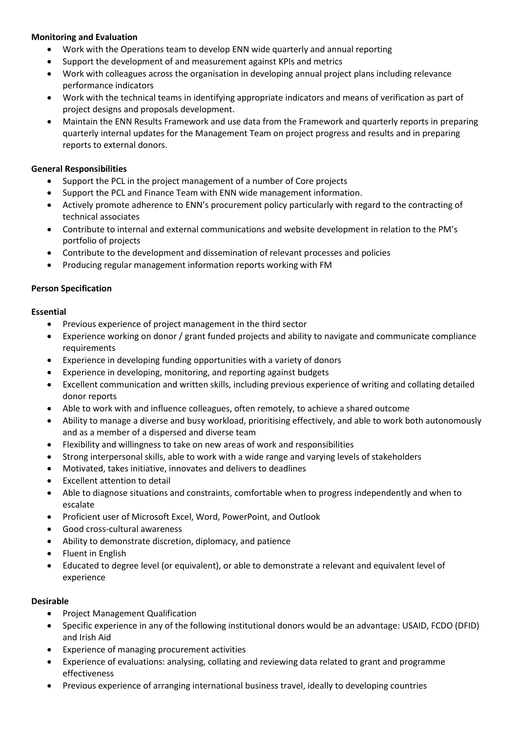**Monitoring and Evaluation**

- Work with the Operations team to develop ENN wide quarterly and annual reporting
- Support the development of and measurement against KPIs and metrics
- Work with colleagues across the organisation in developing annual project plans including relevance performance indicators
- Work with the technical teams in identifying appropriate indicators and means of verification as part of project designs and proposals development.
- Maintain the ENN Results Framework and use data from the Framework and quarterly reports in preparing quarterly internal updates for the Management Team on project progress and results and in preparing reports to external donors.

**General Responsibilities**

- Support the PCL in the project management of a number of Core projects
- Support the PCL and Finance Team with ENN wide management information.
- Actively promote adherence to ENN's procurement policy particularly with regard to the contracting of technical associates
- Contribute to internal and external communications and website development in relation to the PM's portfolio of projects
- Contribute to the development and dissemination of relevant processes and policies
- Producing regular management information reports working with FM

**Person Specification**

**Essential**

- Previous experience of project management in the third sector
- Experience working on donor / grant funded projects and ability to navigate and communicate compliance requirements
- Experience in developing funding opportunities with a variety of donors
- Experience in developing, monitoring, and reporting against budgets
- Excellent communication and written skills, including previous experience of writing and collating detailed donor reports
- Able to work with and influence colleagues, often remotely, to achieve a shared outcome
- Ability to manage a diverse and busy workload, prioritising effectively, and able to work both autonomously and as a member of a dispersed and diverse team
- Flexibility and willingness to take on new areas of work and responsibilities
- Strong interpersonal skills, able to work with a wide range and varying levels of stakeholders
- Motivated, takes initiative, innovates and delivers to deadlines
- Excellent attention to detail
- Able to diagnose situations and constraints, comfortable when to progress independently and when to escalate
- Proficient user of Microsoft Excel, Word, PowerPoint, and Outlook
- Good cross-cultural awareness
- Ability to demonstrate discretion, diplomacy, and patience
- Fluent in English
- Educated to degree level (or equivalent), or able to demonstrate a relevant and equivalent level of experience

**Desirable**

- Project Management Qualification
- Specific experience in any of the following institutional donors would be an advantage: USAID, FCDO (DFID) and Irish Aid
- Experience of managing procurement activities
- Experience of evaluations: analysing, collating and reviewing data related to grant and programme effectiveness
- Previous experience of arranging international business travel, ideally to developing countries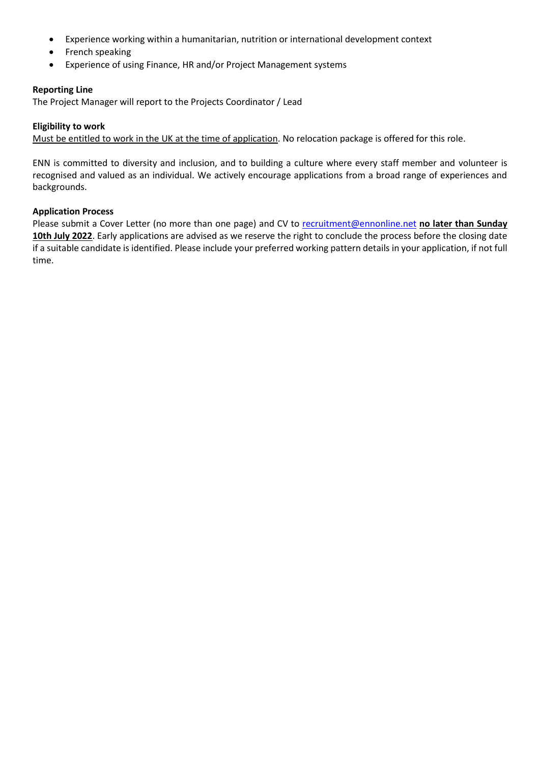- Experience working within a humanitarian, nutrition or international development context
- French speaking
- Experience of using Finance, HR and/or Project Management systems

**Reporting Line**

The Project Manager will report to the Projects Coordinator / Lead

**Eligibility to work**

Must be entitled to work in the UK at the time of application. No relocation package is offered for this role.

ENN is committed to diversity and inclusion, and to building a culture where every staff member and volunteer is recognised and valued as an individual. We actively encourage applications from a broad range of experiences and backgrounds.

**Application Process**

Please submit a Cover Letter (no more than one page) and CV to recruitment@ennonline.net **no later than Sunday 10th July 2022**. Early applications are advised as we reserve the right to conclude the process before the closing date if a suitable candidate is identified. Please include your preferred working pattern details in your application, if not full time.